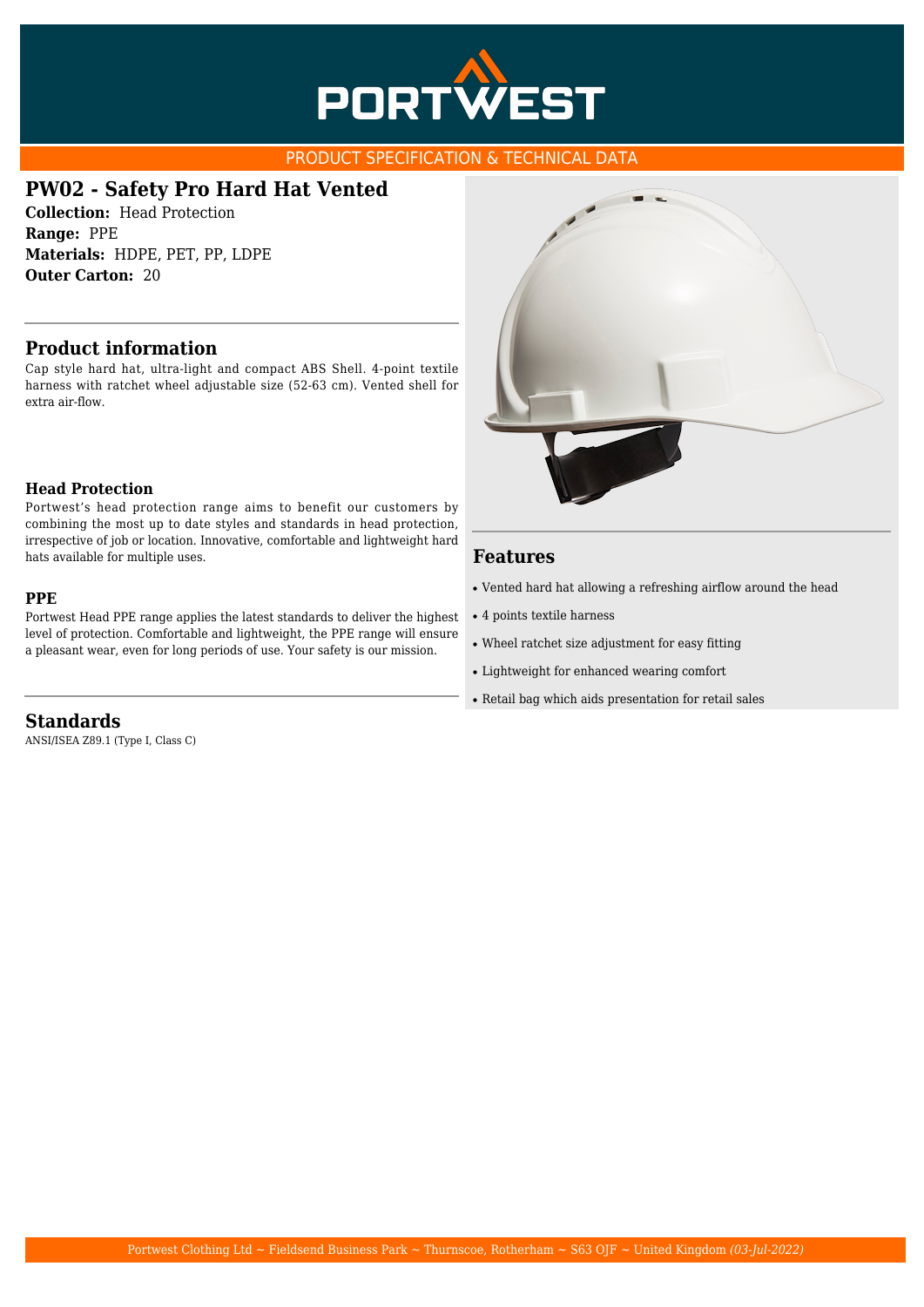PORTWEST

PRODUCT SPECIFICATION & TECHNICAL DATA

# PW02 - Safety Pro Hard Hat Vented

**Collection:** Head Protection
**Range:** PPE
**Materials:** HDPE, PET, PP, LDPE
**Outer Carton:** 20

## Product information

Cap style hard hat, ultra-light and compact ABS Shell. 4-point textile harness with ratchet wheel adjustable size (52-63 cm). Vented shell for extra air-flow.

### Head Protection

Portwest's head protection range aims to benefit our customers by combining the most up to date styles and standards in head protection, irrespective of job or location. Innovative, comfortable and lightweight hard hats available for multiple uses.

### PPE

Portwest Head PPE range applies the latest standards to deliver the highest level of protection. Comfortable and lightweight, the PPE range will ensure a pleasant wear, even for long periods of use. Your safety is our mission.

## Features

- Vented hard hat allowing a refreshing airflow around the head
- 4 points textile harness
- Wheel ratchet size adjustment for easy fitting
- Lightweight for enhanced wearing comfort
- Retail bag which aids presentation for retail sales

## Standards

ANSI/ISEA Z89.1 (Type I, Class C)

Portwest Clothing Ltd ~ Fieldsend Business Park ~ Thurnscoe, Rotherham ~ S63 OJF ~ United Kingdom *(03-Jul-2022)*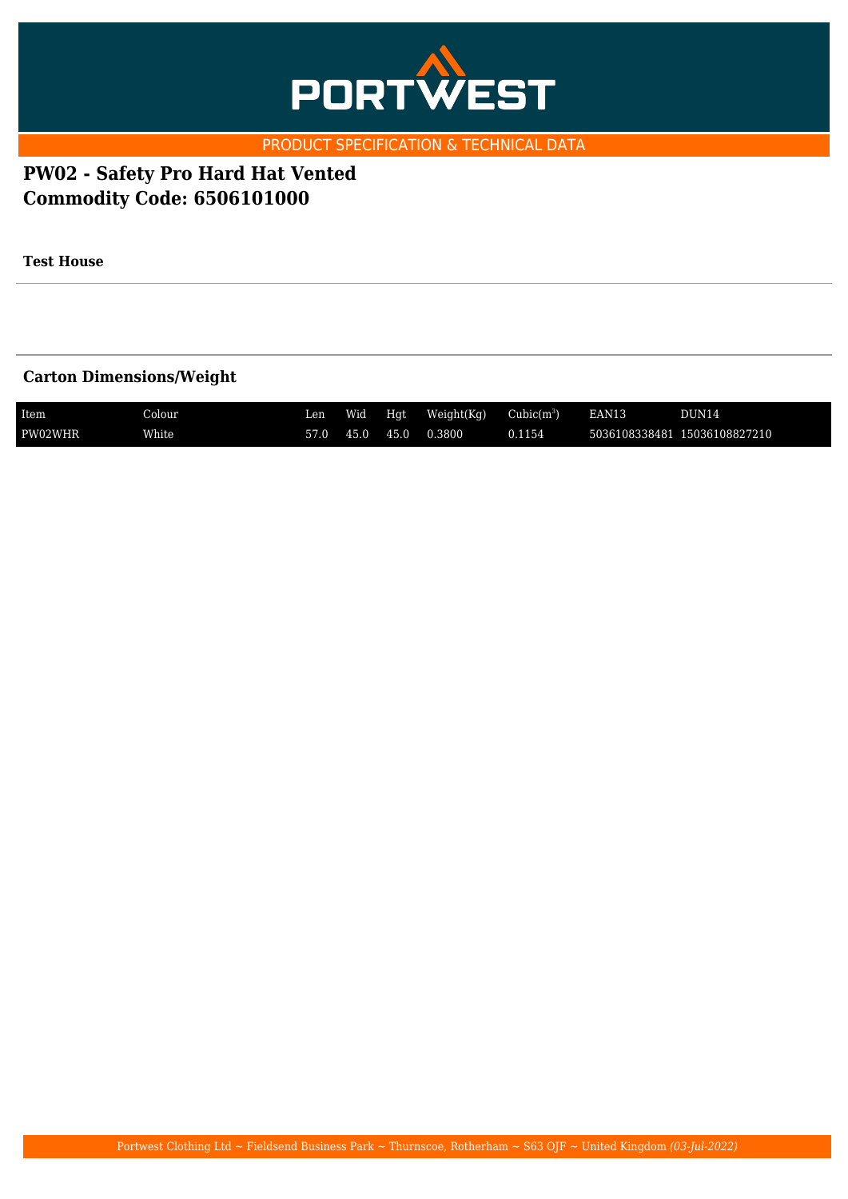# PORTWEST

PRODUCT SPECIFICATION & TECHNICAL DATA

## PW02 - Safety Pro Hard Hat Vented
## Commodity Code: 6506101000

### Test House

### Carton Dimensions/Weight

| Item | Colour | Len | Wid | Hgt | Weight(Kg) | Cubic($m^3$) | EAN13 | DUN14 |
|---|---|---|---|---|---|---|---|---|
| PW02WHR | White | 57.0 | 45.0 | 45.0 | 0.3800 | 0.1154 | 5036108338481 | 15036108827210 |

Portwest Clothing Ltd ~ Fieldsend Business Park ~ Thurnscoe, Rotherham ~ S63 OJF ~ United Kingdom *(03-Jul-2022)*